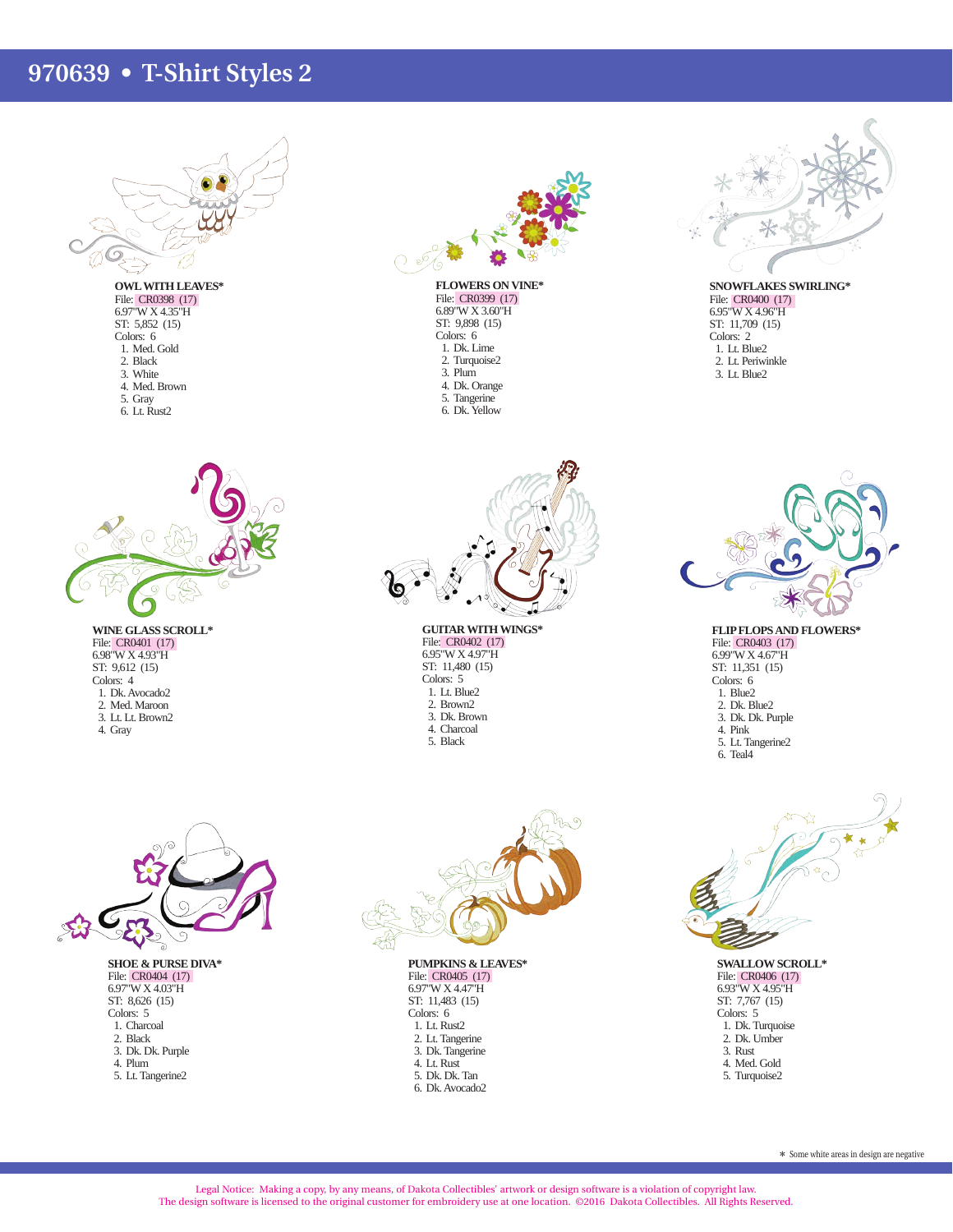# 970639 • T-Shirt Styles 2

**OWL WITH LEAVES***
File: CR0398 (17)
6.97"W X 4.35"H
ST: 5,852 (15)
Colors: 6
1. Med. Gold
2. Black
3. White
4. Med. Brown
5. Gray
6. Lt. Rust2

**FLOWERS ON VINE***
File: CR0399 (17)
6.89"W X 3.60"H
ST: 9,898 (15)
Colors: 6
1. Dk. Lime
2. Turquoise2
3. Plum
4. Dk. Orange
5. Tangerine
6. Dk. Yellow

**SNOWFLAKES SWIRLING***
File: CR0400 (17)
6.95"W X 4.96"H
ST: 11,709 (15)
Colors: 2
1. Lt. Blue2
2. Lt. Periwinkle
3. Lt. Blue2

**WINE GLASS SCROLL***
File: CR0401 (17)
6.98"W X 4.93"H
ST: 9,612 (15)
Colors: 4
1. Dk. Avocado2
2. Med. Maroon
3. Lt. Lt. Brown2
4. Gray

**GUITAR WITH WINGS***
File: CR0402 (17)
6.95"W X 4.97"H
ST: 11,480 (15)
Colors: 5
1. Lt. Blue2
2. Brown2
3. Dk. Brown
4. Charcoal
5. Black

**FLIP FLOPS AND FLOWERS***
File: CR0403 (17)
6.99"W X 4.67"H
ST: 11,351 (15)
Colors: 6
1. Blue2
2. Dk. Blue2
3. Dk. Dk. Purple
4. Pink
5. Lt. Tangerine2
6. Teal4

**SHOE & PURSE DIVA***
File: CR0404 (17)
6.97"W X 4.03"H
ST: 8,626 (15)
Colors: 5
1. Charcoal
2. Black
3. Dk. Dk. Purple
4. Plum
5. Lt. Tangerine2

**PUMPKINS & LEAVES***
File: CR0405 (17)
6.97"W X 4.47"H
ST: 11,483 (15)
Colors: 6
1. Lt. Rust2
2. Lt. Tangerine
3. Dk. Tangerine
4. Lt. Rust
5. Dk. Dk. Tan
6. Dk. Avocado2

**SWALLOW SCROLL***
File: CR0406 (17)
6.93"W X 4.95"H
ST: 7,767 (15)
Colors: 5
1. Dk. Turquoise
2. Dk. Umber
3. Rust
4. Med. Gold
5. Turquoise2

* Some white areas in design are negative

Legal Notice: Making a copy, by any means, of Dakota Collectibles' artwork or design software is a violation of copyright law.
The design software is licensed to the original customer for embroidery use at one location. ©2016 Dakota Collectibles. All Rights Reserved.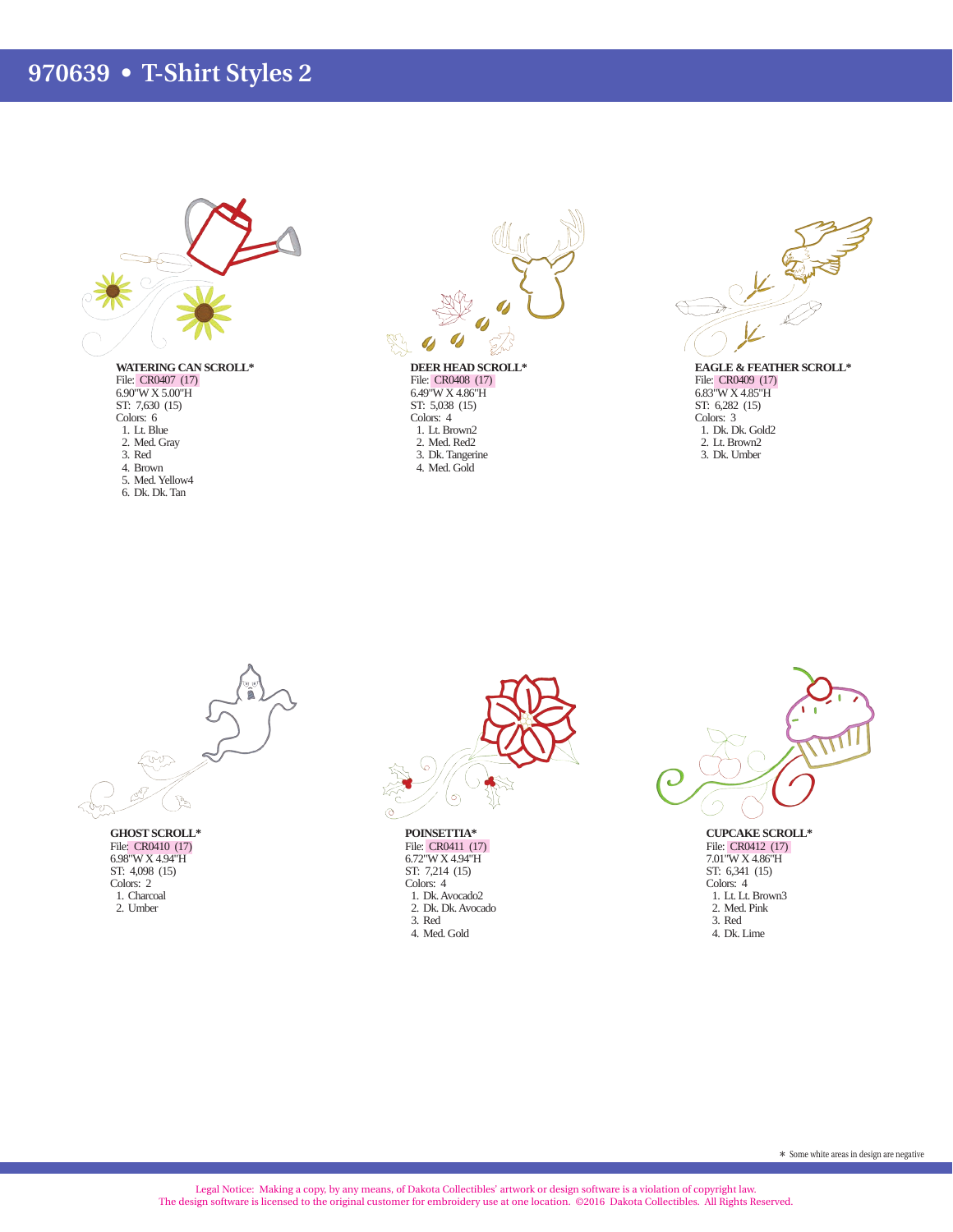# 970639 • T-Shirt Styles 2

**WATERING CAN SCROLL***
File: CR0407 (17)
6.90"W X 5.00"H
ST: 7,630 (15)
Colors: 6
1. Lt. Blue
2. Med. Gray
3. Red
4. Brown
5. Med. Yellow4
6. Dk. Dk. Tan

**DEER HEAD SCROLL***
File: CR0408 (17)
6.49"W X 4.86"H
ST: 5,038 (15)
Colors: 4
1. Lt. Brown2
2. Med. Red2
3. Dk. Tangerine
4. Med. Gold

**EAGLE & FEATHER SCROLL***
File: CR0409 (17)
6.83"W X 4.85"H
ST: 6,282 (15)
Colors: 3
1. Dk. Dk. Gold2
2. Lt. Brown2
3. Dk. Umber

**GHOST SCROLL***
File: CR0410 (17)
6.98"W X 4.94"H
ST: 4,098 (15)
Colors: 2
1. Charcoal
2. Umber

**POINSETTIA***
File: CR0411 (17)
6.72"W X 4.94"H
ST: 7,214 (15)
Colors: 4
1. Dk. Avocado2
2. Dk. Dk. Avocado
3. Red
4. Med. Gold

**CUPCAKE SCROLL***
File: CR0412 (17)
7.01"W X 4.86"H
ST: 6,341 (15)
Colors: 4
1. Lt. Lt. Brown3
2. Med. Pink
3. Red
4. Dk. Lime

* Some white areas in design are negative

Legal Notice: Making a copy, by any means, of Dakota Collectibles' artwork or design software is a violation of copyright law.
The design software is licensed to the original customer for embroidery use at one location. ©2016 Dakota Collectibles. All Rights Reserved.